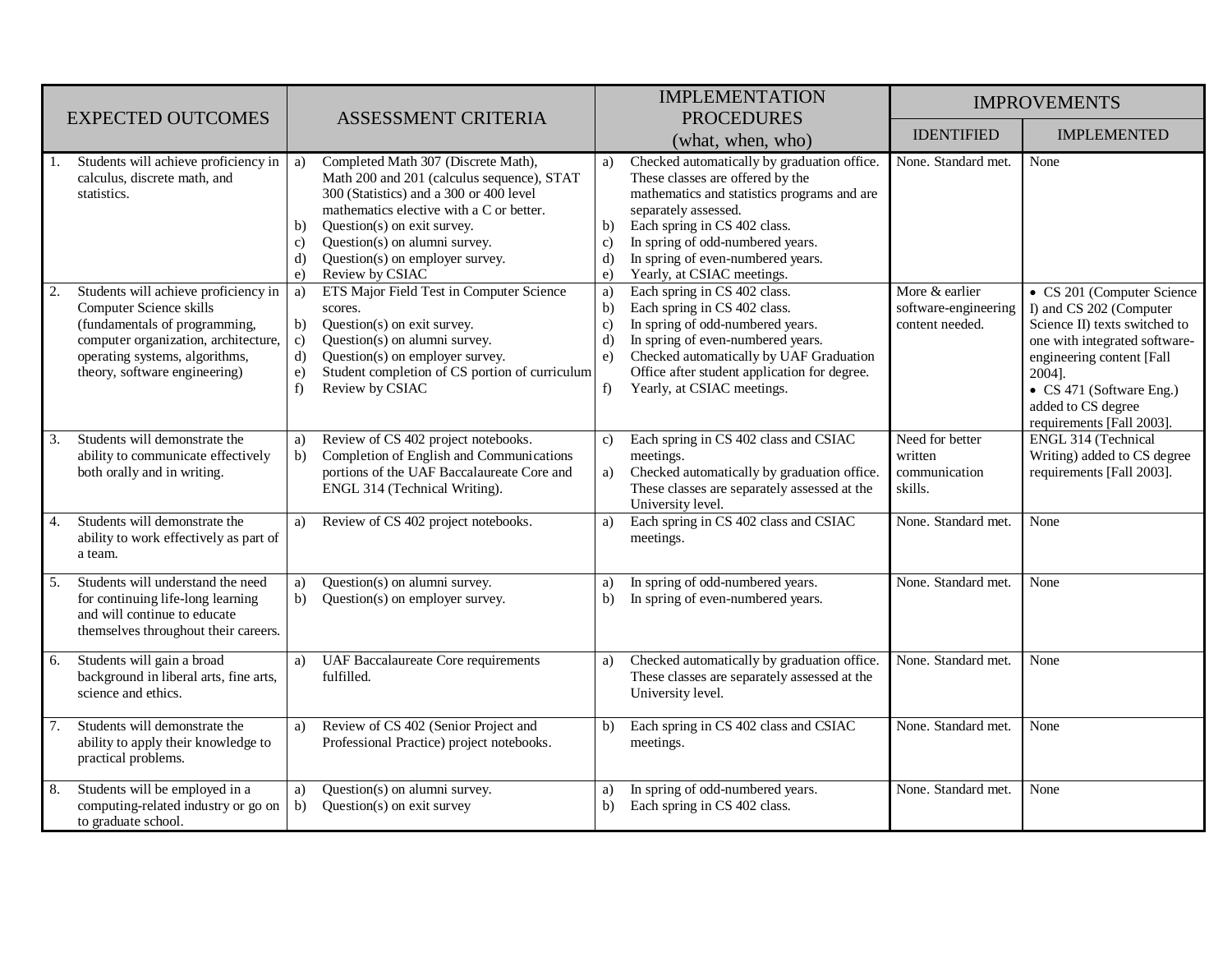| EXPECTED OUTCOMES | ASSESSMENT CRITERIA | IMPLEMENTATION PROCEDURES (what, when, who) | IMPROVEMENTS | |
|---|---|---|---|---|
| | | | IDENTIFIED | IMPLEMENTED |
| 1. Students will achieve proficiency in calculus, discrete math, and statistics. | a) Completed Math 307 (Discrete Math), Math 200 and 201 (calculus sequence), STAT 300 (Statistics) and a 300 or 400 level mathematics elective with a C or better.<br>b) Question(s) on exit survey.<br>c) Question(s) on alumni survey.<br>d) Question(s) on employer survey.<br>e) Review by CSIAC | a) Checked automatically by graduation office. These classes are offered by the mathematics and statistics programs and are separately assessed.<br>b) Each spring in CS 402 class.<br>c) In spring of odd-numbered years.<br>d) In spring of even-numbered years.<br>e) Yearly, at CSIAC meetings. | None. Standard met. | None |
| 2. Students will achieve proficiency in Computer Science skills (fundamentals of programming, computer organization, architecture, operating systems, algorithms, theory, software engineering) | a) ETS Major Field Test in Computer Science scores.<br>b) Question(s) on exit survey.<br>c) Question(s) on alumni survey.<br>d) Question(s) on employer survey.<br>e) Student completion of CS portion of curriculum<br>f) Review by CSIAC | a) Each spring in CS 402 class.<br>b) Each spring in CS 402 class.<br>c) In spring of odd-numbered years.<br>d) In spring of even-numbered years.<br>e) Checked automatically by UAF Graduation Office after student application for degree.<br>f) Yearly, at CSIAC meetings. | More & earlier software-engineering content needed. | • CS 201 (Computer Science I) and CS 202 (Computer Science II) texts switched to one with integrated software-engineering content [Fall 2004].<br>• CS 471 (Software Eng.) added to CS degree requirements [Fall 2003]. |
| 3. Students will demonstrate the ability to communicate effectively both orally and in writing. | a) Review of CS 402 project notebooks.<br>b) Completion of English and Communications portions of the UAF Baccalaureate Core and ENGL 314 (Technical Writing). | c) Each spring in CS 402 class and CSIAC meetings.<br>a) Checked automatically by graduation office. These classes are separately assessed at the University level. | Need for better written communication skills. | ENGL 314 (Technical Writing) added to CS degree requirements [Fall 2003]. |
| 4. Students will demonstrate the ability to work effectively as part of a team. | a) Review of CS 402 project notebooks. | a) Each spring in CS 402 class and CSIAC meetings. | None. Standard met. | None |
| 5. Students will understand the need for continuing life-long learning and will continue to educate themselves throughout their careers. | a) Question(s) on alumni survey.<br>b) Question(s) on employer survey. | a) In spring of odd-numbered years.<br>b) In spring of even-numbered years. | None. Standard met. | None |
| 6. Students will gain a broad background in liberal arts, fine arts, science and ethics. | a) UAF Baccalaureate Core requirements fulfilled. | a) Checked automatically by graduation office. These classes are separately assessed at the University level. | None. Standard met. | None |
| 7. Students will demonstrate the ability to apply their knowledge to practical problems. | a) Review of CS 402 (Senior Project and Professional Practice) project notebooks. | b) Each spring in CS 402 class and CSIAC meetings. | None. Standard met. | None |
| 8. Students will be employed in a computing-related industry or go on to graduate school. | a) Question(s) on alumni survey.<br>b) Question(s) on exit survey | a) In spring of odd-numbered years.<br>b) Each spring in CS 402 class. | None. Standard met. | None |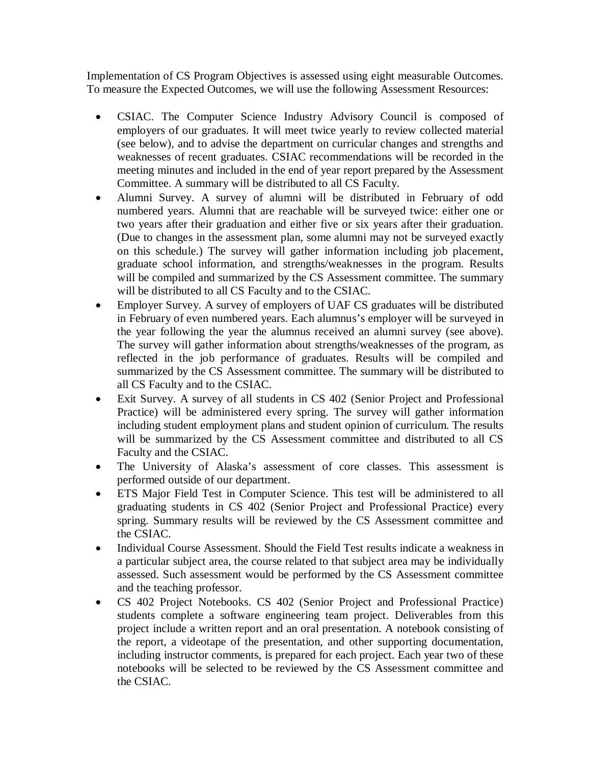Implementation of CS Program Objectives is assessed using eight measurable Outcomes. To measure the Expected Outcomes, we will use the following Assessment Resources:

- CSIAC. The Computer Science Industry Advisory Council is composed of employers of our graduates. It will meet twice yearly to review collected material (see below), and to advise the department on curricular changes and strengths and weaknesses of recent graduates. CSIAC recommendations will be recorded in the meeting minutes and included in the end of year report prepared by the Assessment Committee. A summary will be distributed to all CS Faculty.
- Alumni Survey. A survey of alumni will be distributed in February of odd numbered years. Alumni that are reachable will be surveyed twice: either one or two years after their graduation and either five or six years after their graduation. (Due to changes in the assessment plan, some alumni may not be surveyed exactly on this schedule.) The survey will gather information including job placement, graduate school information, and strengths/weaknesses in the program. Results will be compiled and summarized by the CS Assessment committee. The summary will be distributed to all CS Faculty and to the CSIAC.
- Employer Survey. A survey of employers of UAF CS graduates will be distributed in February of even numbered years. Each alumnus's employer will be surveyed in the year following the year the alumnus received an alumni survey (see above). The survey will gather information about strengths/weaknesses of the program, as reflected in the job performance of graduates. Results will be compiled and summarized by the CS Assessment committee. The summary will be distributed to all CS Faculty and to the CSIAC.
- Exit Survey. A survey of all students in CS 402 (Senior Project and Professional Practice) will be administered every spring. The survey will gather information including student employment plans and student opinion of curriculum. The results will be summarized by the CS Assessment committee and distributed to all CS Faculty and the CSIAC.
- The University of Alaska's assessment of core classes. This assessment is performed outside of our department.
- ETS Major Field Test in Computer Science. This test will be administered to all graduating students in CS 402 (Senior Project and Professional Practice) every spring. Summary results will be reviewed by the CS Assessment committee and the CSIAC.
- Individual Course Assessment. Should the Field Test results indicate a weakness in a particular subject area, the course related to that subject area may be individually assessed. Such assessment would be performed by the CS Assessment committee and the teaching professor.
- CS 402 Project Notebooks. CS 402 (Senior Project and Professional Practice) students complete a software engineering team project. Deliverables from this project include a written report and an oral presentation. A notebook consisting of the report, a videotape of the presentation, and other supporting documentation, including instructor comments, is prepared for each project. Each year two of these notebooks will be selected to be reviewed by the CS Assessment committee and the CSIAC.